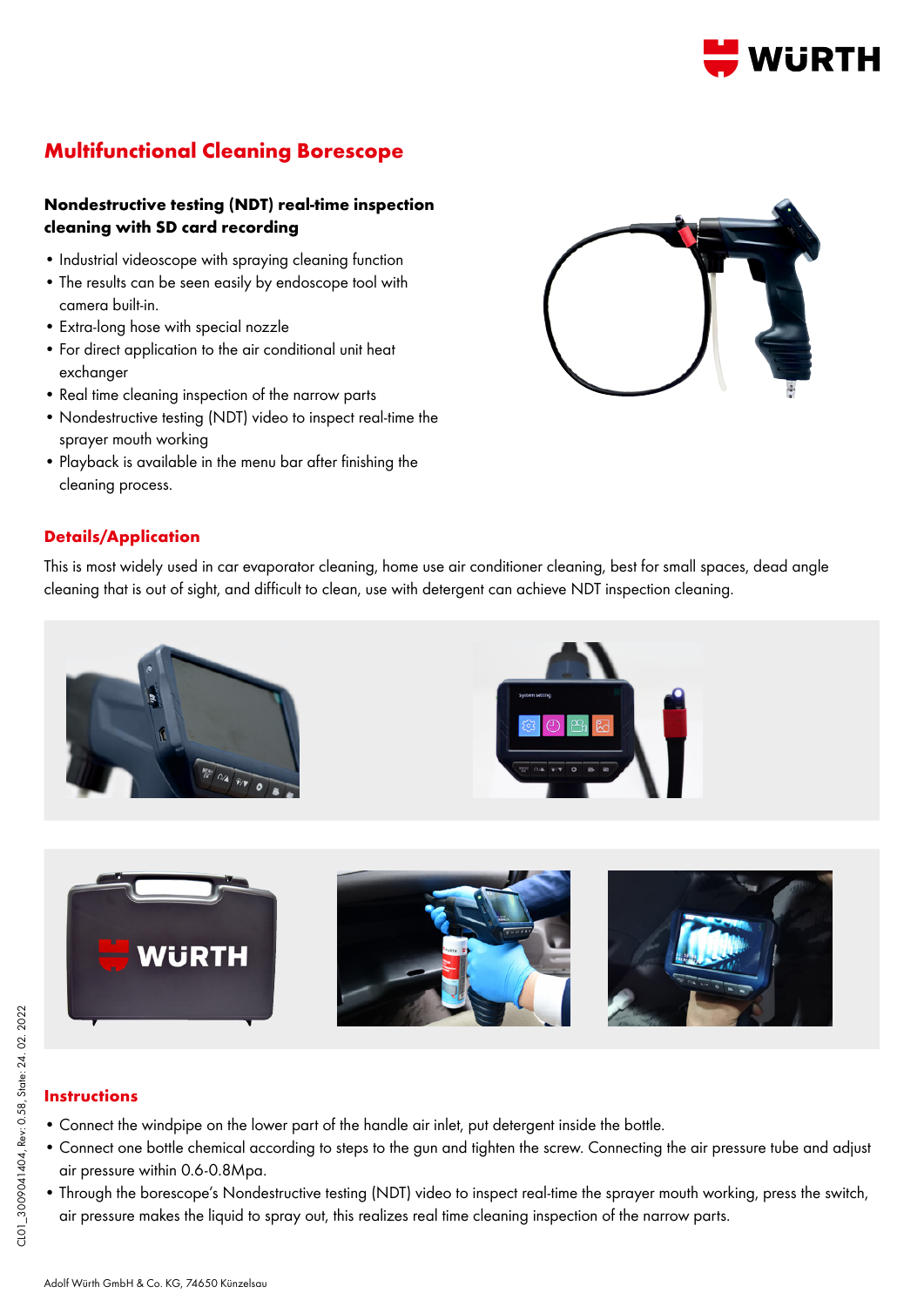# Multifunctional Cleaning Borescope

**Nondestructive testing (NDT) real-time inspection cleaning with SD card recording**

- Industrial videoscope with spraying cleaning function
- The results can be seen easily by endoscope tool with camera built-in.
- Extra-long hose with special nozzle
- For direct application to the air conditional unit heat exchanger
- Real time cleaning inspection of the narrow parts
- Nondestructive testing (NDT) video to inspect real-time the sprayer mouth working
- Playback is available in the menu bar after finishing the cleaning process.

## Details/Application

This is most widely used in car evaporator cleaning, home use air conditioner cleaning, best for small spaces, dead angle cleaning that is out of sight, and difficult to clean, use with detergent can achieve NDT inspection cleaning.

## Instructions

- Connect the windpipe on the lower part of the handle air inlet, put detergent inside the bottle.
- Connect one bottle chemical according to steps to the gun and tighten the screw. Connecting the air pressure tube and adjust air pressure within 0.6-0.8Mpa.
- Through the borescope's Nondestructive testing (NDT) video to inspect real-time the sprayer mouth working, press the switch, air pressure makes the liquid to spray out, this realizes real time cleaning inspection of the narrow parts.

CL01_3009041404, Rev: 0.58, State: 24. 02. 2022

Adolf Würth GmbH & Co. KG, 74650 Künzelsau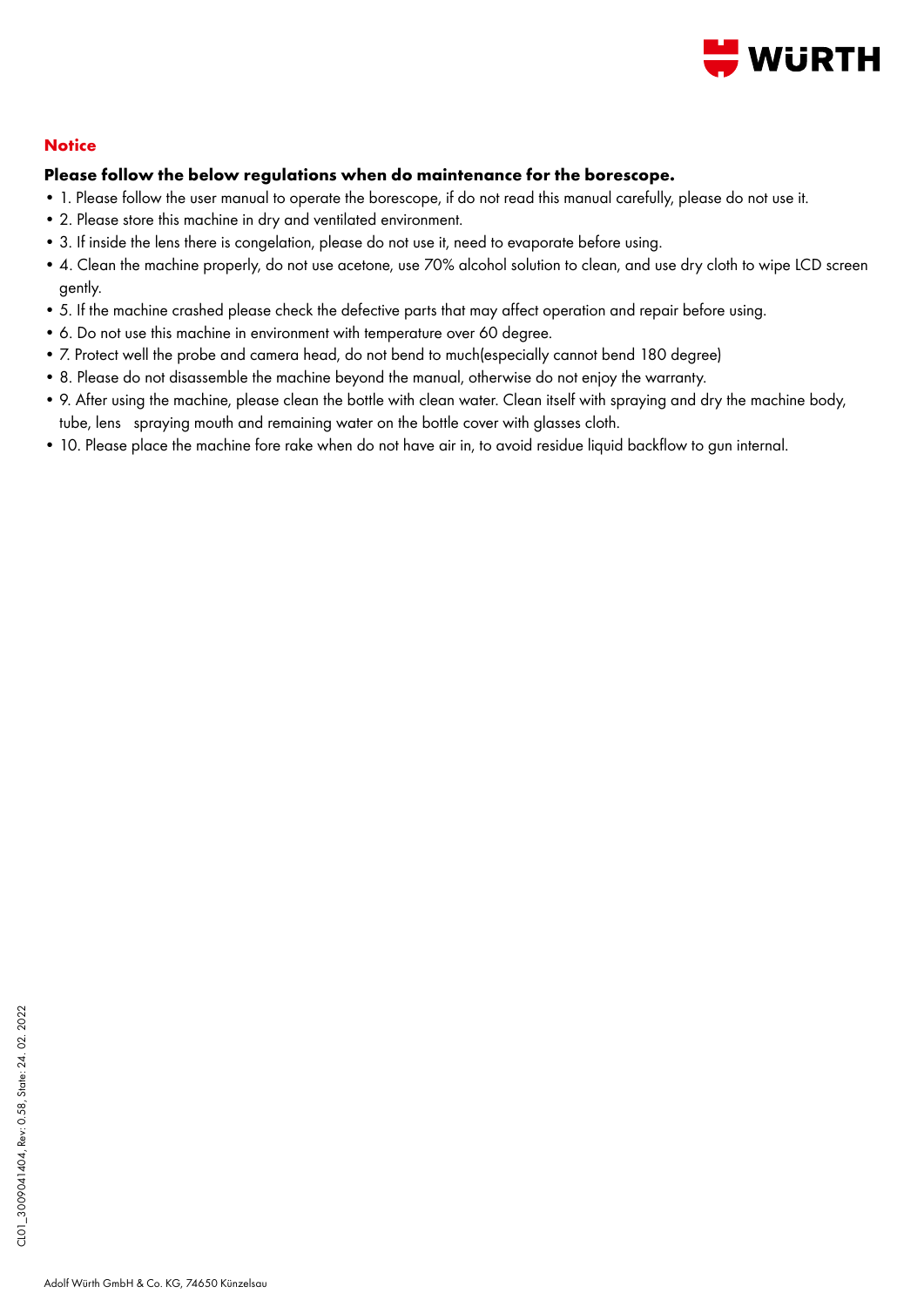## Notice

**Please follow the below regulations when do maintenance for the borescope.**

- 1. Please follow the user manual to operate the borescope, if do not read this manual carefully, please do not use it.
- 2. Please store this machine in dry and ventilated environment.
- 3. If inside the lens there is congelation, please do not use it, need to evaporate before using.
- 4. Clean the machine properly, do not use acetone, use 70% alcohol solution to clean, and use dry cloth to wipe LCD screen gently.
- 5. If the machine crashed please check the defective parts that may affect operation and repair before using.
- 6. Do not use this machine in environment with temperature over 60 degree.
- 7. Protect well the probe and camera head, do not bend to much(especially cannot bend 180 degree)
- 8. Please do not disassemble the machine beyond the manual, otherwise do not enjoy the warranty.
- 9. After using the machine, please clean the bottle with clean water. Clean itself with spraying and dry the machine body, tube, lens spraying mouth and remaining water on the bottle cover with glasses cloth.
- 10. Please place the machine fore rake when do not have air in, to avoid residue liquid backflow to gun internal.

CL01_3009041404, Rev: 0.58, State: 24. 02. 2022

Adolf Würth GmbH & Co. KG, 74650 Künzelsau